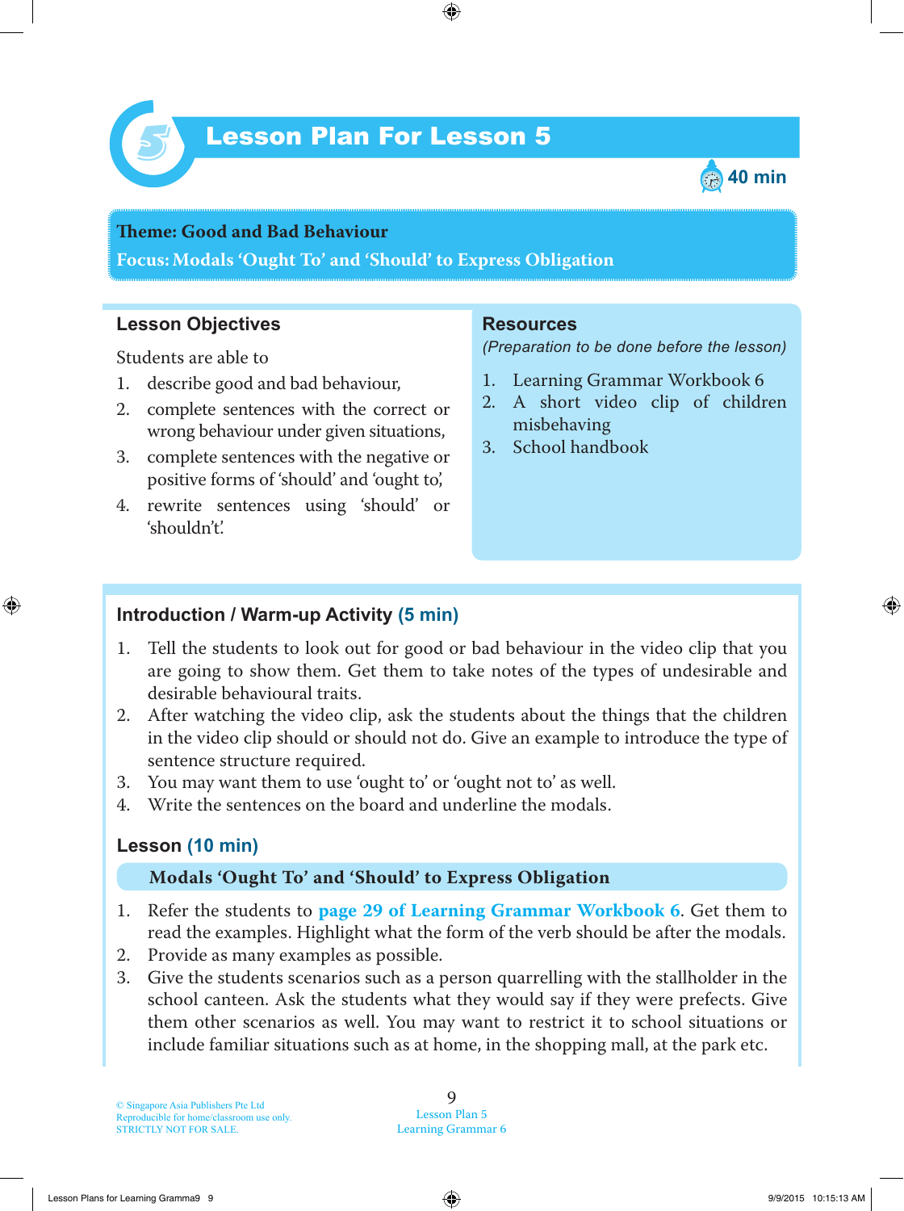# Lesson Plan For Lesson 5

40 min

**Theme: Good and Bad Behaviour**

**Focus: Modals 'Ought To' and 'Should' to Express Obligation**

## Lesson Objectives

Students are able to

1. describe good and bad behaviour,
2. complete sentences with the correct or wrong behaviour under given situations,
3. complete sentences with the negative or positive forms of 'should' and 'ought to',
4. rewrite sentences using 'should' or 'shouldn't'.

## Resources

*(Preparation to be done before the lesson)*

1. Learning Grammar Workbook 6
2. A short video clip of children misbehaving
3. School handbook

## Introduction / Warm-up Activity (5 min)

1. Tell the students to look out for good or bad behaviour in the video clip that you are going to show them. Get them to take notes of the types of undesirable and desirable behavioural traits.
2. After watching the video clip, ask the students about the things that the children in the video clip should or should not do. Give an example to introduce the type of sentence structure required.
3. You may want them to use 'ought to' or 'ought not to' as well.
4. Write the sentences on the board and underline the modals.

## Lesson (10 min)

### Modals 'Ought To' and 'Should' to Express Obligation

1. Refer the students to **page 29 of Learning Grammar Workbook 6**. Get them to read the examples. Highlight what the form of the verb should be after the modals.
2. Provide as many examples as possible.
3. Give the students scenarios such as a person quarrelling with the stallholder in the school canteen. Ask the students what they would say if they were prefects. Give them other scenarios as well. You may want to restrict it to school situations or include familiar situations such as at home, in the shopping mall, at the park etc.

© Singapore Asia Publishers Pte Ltd
Reproducible for home/classroom use only.
STRICTLY NOT FOR SALE.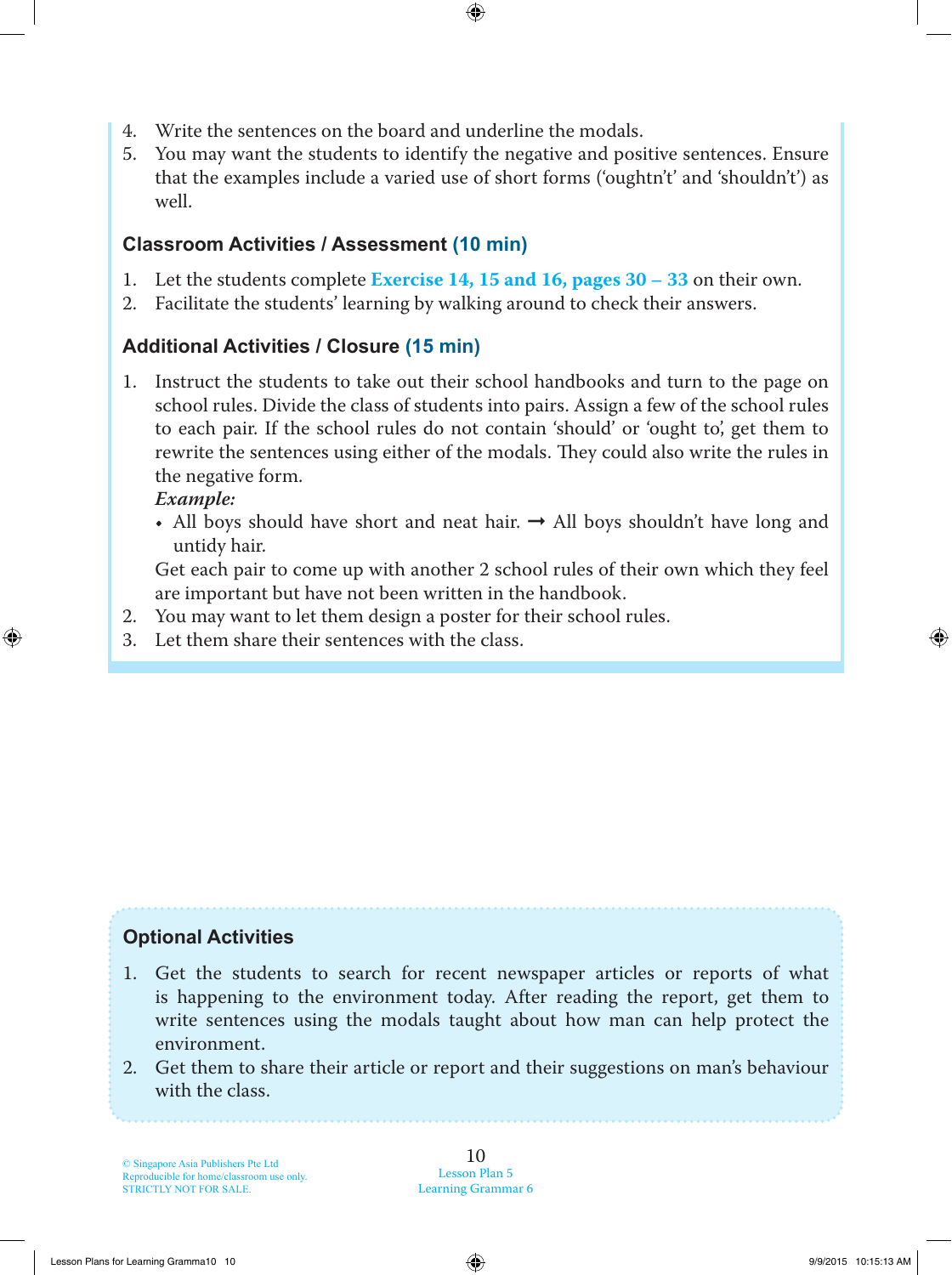4. Write the sentences on the board and underline the modals.
5. You may want the students to identify the negative and positive sentences. Ensure that the examples include a varied use of short forms ('oughtn't' and 'shouldn't') as well.

### Classroom Activities / Assessment (10 min)

1. Let the students complete **Exercise 14, 15 and 16, pages 30 – 33** on their own.
2. Facilitate the students' learning by walking around to check their answers.

### Additional Activities / Closure (15 min)

1. Instruct the students to take out their school handbooks and turn to the page on school rules. Divide the class of students into pairs. Assign a few of the school rules to each pair. If the school rules do not contain 'should' or 'ought to', get them to rewrite the sentences using either of the modals. They could also write the rules in the negative form.

   ***Example:***
   - All boys should have short and neat hair. → All boys shouldn't have long and untidy hair.

   Get each pair to come up with another 2 school rules of their own which they feel are important but have not been written in the handbook.
2. You may want to let them design a poster for their school rules.
3. Let them share their sentences with the class.

### Optional Activities

1. Get the students to search for recent newspaper articles or reports of what is happening to the environment today. After reading the report, get them to write sentences using the modals taught about how man can help protect the environment.
2. Get them to share their article or report and their suggestions on man's behaviour with the class.

© Singapore Asia Publishers Pte Ltd
Reproducible for home/classroom use only.
STRICTLY NOT FOR SALE.